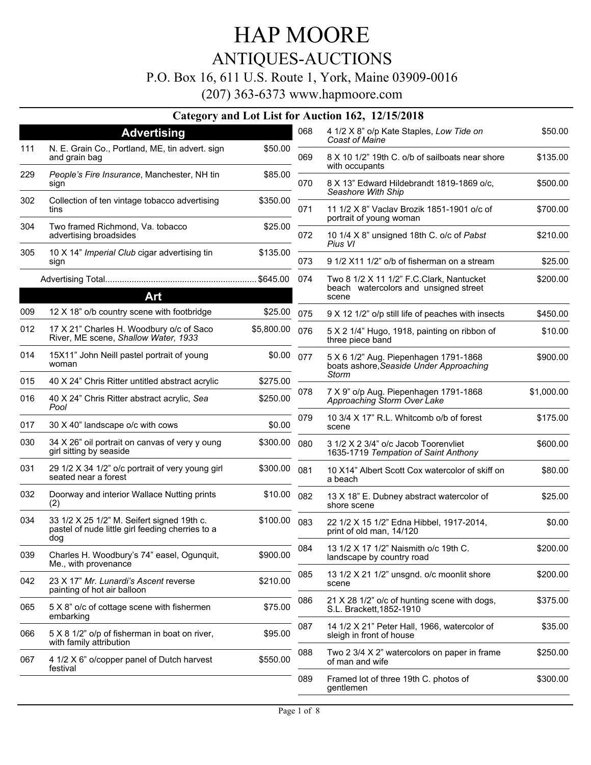# HAP MOORE

## ANTIQUES-AUCTIONS

P.O. Box 16, 611 U.S. Route 1, York, Maine 03909-0016

(207) 363-6373 www.hapmoore.com

### Category and Lot List for Auction 162, 12/15/2018

## Advertising

| Lot | Description | Price |
|---|---|---|
| 111 | N. E. Grain Co., Portland, ME, tin advert. sign and grain bag | $50.00 |
| 229 | *People's Fire Insurance*, Manchester, NH tin sign | $85.00 |
| 302 | Collection of ten vintage tobacco advertising tins | $350.00 |
| 304 | Two framed Richmond, Va. tobacco advertising broadsides | $25.00 |
| 305 | 10 X 14" *Imperial Club* cigar advertising tin sign | $135.00 |
| | Advertising Total | $645.00 |

## Art

| Lot | Description | Price |
|---|---|---|
| 009 | 12 X 18" o/b country scene with footbridge | $25.00 |
| 012 | 17 X 21" Charles H. Woodbury o/c of Saco River, ME scene, *Shallow Water, 1933* | $5,800.00 |
| 014 | 15X11" John Neill pastel portrait of young woman | $0.00 |
| 015 | 40 X 24" Chris Ritter untitled abstract acrylic | $275.00 |
| 016 | 40 X 24" Chris Ritter abstract acrylic, *Sea Pool* | $250.00 |
| 017 | 30 X 40" landscape o/c with cows | $0.00 |
| 030 | 34 X 26" oil portrait on canvas of very y oung girl sitting by seaside | $300.00 |
| 031 | 29 1/2 X 34 1/2" o/c portrait of very young girl seated near a forest | $300.00 |
| 032 | Doorway and interior Wallace Nutting prints (2) | $10.00 |
| 034 | 33 1/2 X 25 1/2" M. Seifert signed 19th c. pastel of nude little girl feeding cherries to a dog | $100.00 |
| 039 | Charles H. Woodbury's 74" easel, Ogunquit, Me., with provenance | $900.00 |
| 042 | 23 X 17" *Mr. Lunardi's Ascent* reverse painting of hot air balloon | $210.00 |
| 065 | 5 X 8" o/c of cottage scene with fishermen embarking | $75.00 |
| 066 | 5 X 8 1/2" o/p of fisherman in boat on river, with family attribution | $95.00 |
| 067 | 4 1/2 X 6" o/copper panel of Dutch harvest festival | $550.00 |
| 068 | 4 1/2 X 8" o/p Kate Staples, *Low Tide on Coast of Maine* | $50.00 |
| 069 | 8 X 10 1/2" 19th C. o/b of sailboats near shore with occupants | $135.00 |
| 070 | 8 X 13" Edward Hildebrandt 1819-1869 o/c, *Seashore With Ship* | $500.00 |
| 071 | 11 1/2 X 8" Vaclav Brozik 1851-1901 o/c of portrait of young woman | $700.00 |
| 072 | 10 1/4 X 8" unsigned 18th C. o/c of *Pabst Pius VI* | $210.00 |
| 073 | 9 1/2 X11 1/2" o/b of fisherman on a stream | $25.00 |
| 074 | Two 8 1/2 X 11 1/2" F.C.Clark, Nantucket beach watercolors and unsigned street scene | $200.00 |
| 075 | 9 X 12 1/2" o/p still life of peaches with insects | $450.00 |
| 076 | 5 X 2 1/4" Hugo, 1918, painting on ribbon of three piece band | $10.00 |
| 077 | 5 X 6 1/2" Aug. Piepenhagen 1791-1868 boats ashore,*Seaside Under Approaching Storm* | $900.00 |
| 078 | 7 X 9" o/p Aug. Piepenhagen 1791-1868 *Approaching Storm Over Lake* | $1,000.00 |
| 079 | 10 3/4 X 17" R.L. Whitcomb o/b of forest scene | $175.00 |
| 080 | 3 1/2 X 2 3/4" o/c Jacob Toorenvliet 1635-1719 *Tempation of Saint Anthony* | $600.00 |
| 081 | 10 X14" Albert Scott Cox watercolor of skiff on a beach | $80.00 |
| 082 | 13 X 18" E. Dubney abstract watercolor of shore scene | $25.00 |
| 083 | 22 1/2 X 15 1/2" Edna Hibbel, 1917-2014, print of old man, 14/120 | $0.00 |
| 084 | 13 1/2 X 17 1/2" Naismith o/c 19th C. landscape by country road | $200.00 |
| 085 | 13 1/2 X 21 1/2" unsgnd. o/c moonlit shore scene | $200.00 |
| 086 | 21 X 28 1/2" o/c of hunting scene with dogs, S.L. Brackett,1852-1910 | $375.00 |
| 087 | 14 1/2 X 21" Peter Hall, 1966, watercolor of sleigh in front of house | $35.00 |
| 088 | Two 2 3/4 X 2" watercolors on paper in frame of man and wife | $250.00 |
| 089 | Framed lot of three 19th C. photos of gentlemen | $300.00 |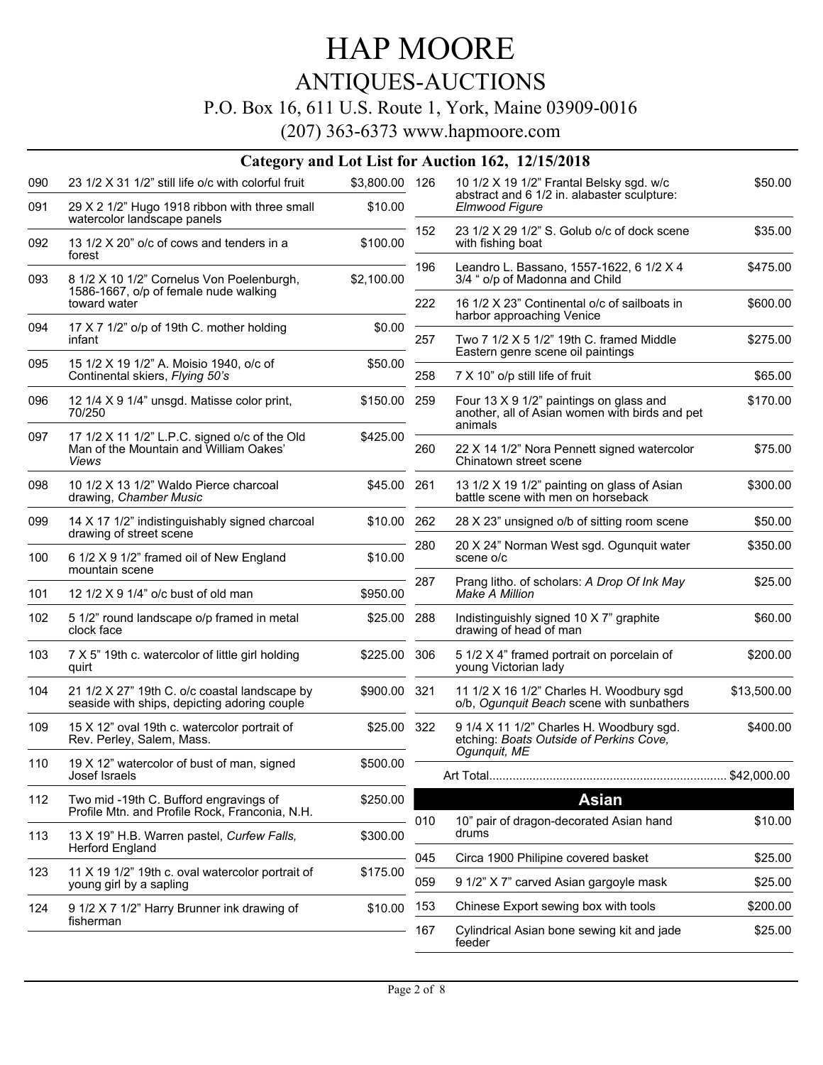# HAP MOORE

## ANTIQUES-AUCTIONS

P.O. Box 16, 611 U.S. Route 1, York, Maine 03909-0016

(207) 363-6373 www.hapmoore.com

### Category and Lot List for Auction 162, 12/15/2018

| Lot | Description | Price |
|---|---|---|
| 090 | 23 1/2 X 31 1/2" still life o/c with colorful fruit | $3,800.00 |
| 091 | 29 X 2 1/2" Hugo 1918 ribbon with three small watercolor landscape panels | $10.00 |
| 092 | 13 1/2 X 20" o/c of cows and tenders in a forest | $100.00 |
| 093 | 8 1/2 X 10 1/2" Cornelus Von Poelenburgh, 1586-1667, o/p of female nude walking toward water | $2,100.00 |
| 094 | 17 X 7 1/2" o/p of 19th C. mother holding infant | $0.00 |
| 095 | 15 1/2 X 19 1/2" A. Moisio 1940, o/c of Continental skiers, *Flying 50's* | $50.00 |
| 096 | 12 1/4 X 9 1/4" unsgd. Matisse color print, 70/250 | $150.00 |
| 097 | 17 1/2 X 11 1/2" L.P.C. signed o/c of the Old Man of the Mountain and William Oakes' *Views* | $425.00 |
| 098 | 10 1/2 X 13 1/2" Waldo Pierce charcoal drawing, *Chamber Music* | $45.00 |
| 099 | 14 X 17 1/2" indistinguishably signed charcoal drawing of street scene | $10.00 |
| 100 | 6 1/2 X 9 1/2" framed oil of New England mountain scene | $10.00 |
| 101 | 12 1/2 X 9 1/4" o/c bust of old man | $950.00 |
| 102 | 5 1/2" round landscape o/p framed in metal clock face | $25.00 |
| 103 | 7 X 5" 19th c. watercolor of little girl holding quirt | $225.00 |
| 104 | 21 1/2 X 27" 19th C. o/c coastal landscape by seaside with ships, depicting adoring couple | $900.00 |
| 109 | 15 X 12" oval 19th c. watercolor portrait of Rev. Perley, Salem, Mass. | $25.00 |
| 110 | 19 X 12" watercolor of bust of man, signed Josef Israels | $500.00 |
| 112 | Two mid -19th C. Bufford engravings of Profile Mtn. and Profile Rock, Franconia, N.H. | $250.00 |
| 113 | 13 X 19" H.B. Warren pastel, *Curfew Falls,* Herford England | $300.00 |
| 123 | 11 X 19 1/2" 19th c. oval watercolor portrait of young girl by a sapling | $175.00 |
| 124 | 9 1/2 X 7 1/2" Harry Brunner ink drawing of fisherman | $10.00 |
| 126 | 10 1/2 X 19 1/2" Frantal Belsky sgd. w/c abstract and 6 1/2 in. alabaster sculpture: *Elmwood Figure* | $50.00 |
| 152 | 23 1/2 X 29 1/2" S. Golub o/c of dock scene with fishing boat | $35.00 |
| 196 | Leandro L. Bassano, 1557-1622, 6 1/2 X 4 3/4 " o/p of Madonna and Child | $475.00 |
| 222 | 16 1/2 X 23" Continental o/c of sailboats in harbor approaching Venice | $600.00 |
| 257 | Two 7 1/2 X 5 1/2" 19th C. framed Middle Eastern genre scene oil paintings | $275.00 |
| 258 | 7 X 10" o/p still life of fruit | $65.00 |
| 259 | Four 13 X 9 1/2" paintings on glass and another, all of Asian women with birds and pet animals | $170.00 |
| 260 | 22 X 14 1/2" Nora Pennett signed watercolor Chinatown street scene | $75.00 |
| 261 | 13 1/2 X 19 1/2" painting on glass of Asian battle scene with men on horseback | $300.00 |
| 262 | 28 X 23" unsigned o/b of sitting room scene | $50.00 |
| 280 | 20 X 24" Norman West sgd. Ogunquit water scene o/c | $350.00 |
| 287 | Prang litho. of scholars: *A Drop Of Ink May Make A Million* | $25.00 |
| 288 | Indistinguishly signed 10 X 7" graphite drawing of head of man | $60.00 |
| 306 | 5 1/2 X 4" framed portrait on porcelain of young Victorian lady | $200.00 |
| 321 | 11 1/2 X 16 1/2" Charles H. Woodbury sgd o/b, *Ogunquit Beach* scene with sunbathers | $13,500.00 |
| 322 | 9 1/4 X 11 1/2" Charles H. Woodbury sgd. etching: *Boats Outside of Perkins Cove, Ogunquit, ME* | $400.00 |

Art Total...................................................................... $42,000.00

## Asian

| Lot | Description | Price |
|---|---|---|
| 010 | 10" pair of dragon-decorated Asian hand drums | $10.00 |
| 045 | Circa 1900 Philipine covered basket | $25.00 |
| 059 | 9 1/2" X 7" carved Asian gargoyle mask | $25.00 |
| 153 | Chinese Export sewing box with tools | $200.00 |
| 167 | Cylindrical Asian bone sewing kit and jade feeder | $25.00 |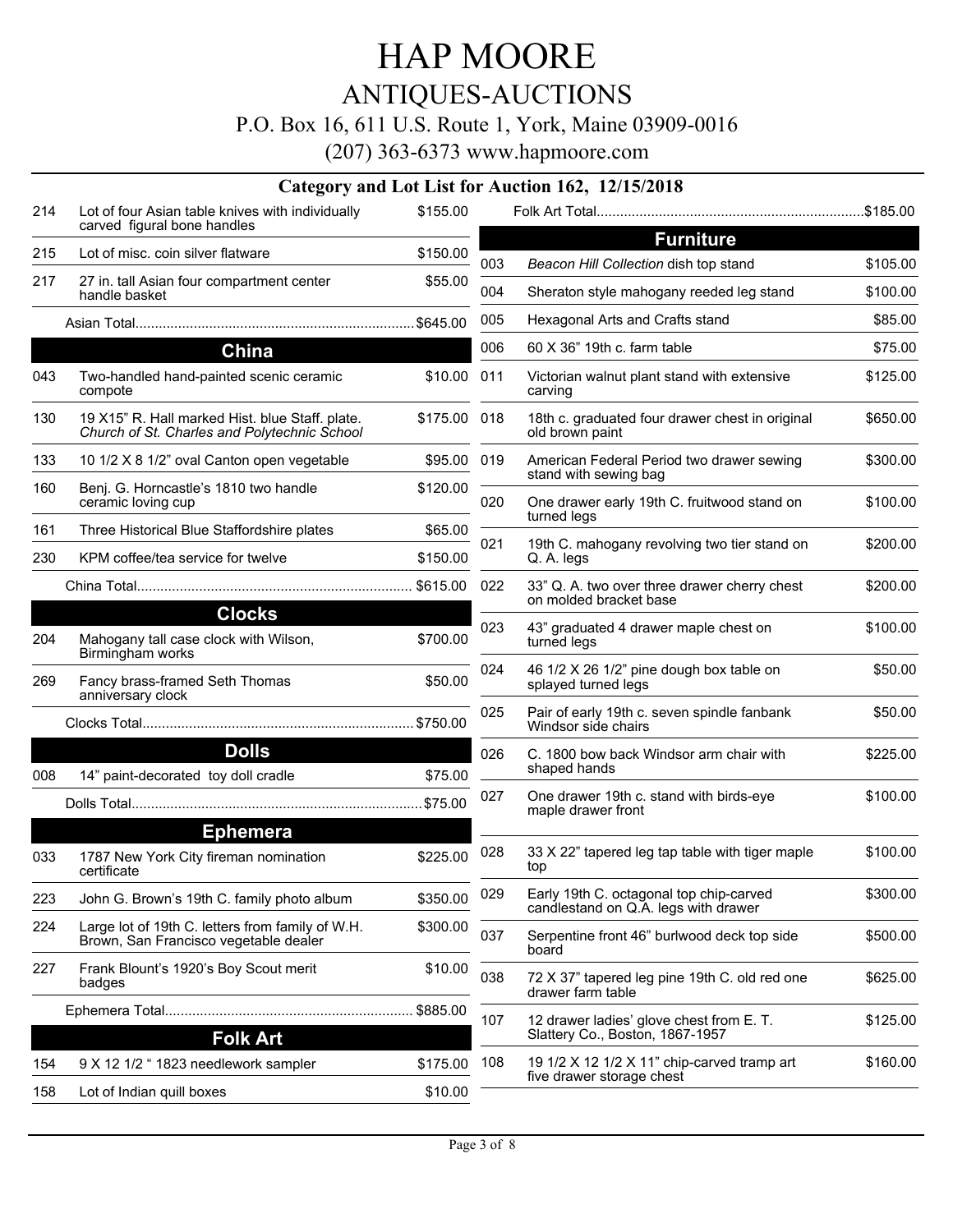# HAP MOORE

## ANTIQUES-AUCTIONS

P.O. Box 16, 611 U.S. Route 1, York, Maine 03909-0016

(207) 363-6373 www.hapmoore.com

### Category and Lot List for Auction 162, 12/15/2018

| Lot | Description | Price |
|---|---|---|
| 214 | Lot of four Asian table knives with individually carved figural bone handles | $155.00 |
| 215 | Lot of misc. coin silver flatware | $150.00 |
| 217 | 27 in. tall Asian four compartment center handle basket | $55.00 |
| | Asian Total | $645.00 |

### China

| Lot | Description | Price |
|---|---|---|
| 043 | Two-handled hand-painted scenic ceramic compote | $10.00 |
| 130 | 19 X15" R. Hall marked Hist. blue Staff. plate. *Church of St. Charles and Polytechnic School* | $175.00 |
| 133 | 10 1/2 X 8 1/2" oval Canton open vegetable | $95.00 |
| 160 | Benj. G. Horncastle's 1810 two handle ceramic loving cup | $120.00 |
| 161 | Three Historical Blue Staffordshire plates | $65.00 |
| 230 | KPM coffee/tea service for twelve | $150.00 |
| | China Total | $615.00 |

### Clocks

| Lot | Description | Price |
|---|---|---|
| 204 | Mahogany tall case clock with Wilson, Birmingham works | $700.00 |
| 269 | Fancy brass-framed Seth Thomas anniversary clock | $50.00 |
| | Clocks Total | $750.00 |

### Dolls

| Lot | Description | Price |
|---|---|---|
| 008 | 14" paint-decorated toy doll cradle | $75.00 |
| | Dolls Total | $75.00 |

### Ephemera

| Lot | Description | Price |
|---|---|---|
| 033 | 1787 New York City fireman nomination certificate | $225.00 |
| 223 | John G. Brown's 19th C. family photo album | $350.00 |
| 224 | Large lot of 19th C. letters from family of W.H. Brown, San Francisco vegetable dealer | $300.00 |
| 227 | Frank Blount's 1920's Boy Scout merit badges | $10.00 |
| | Ephemera Total | $885.00 |

### Folk Art

| Lot | Description | Price |
|---|---|---|
| 154 | 9 X 12 1/2 " 1823 needlework sampler | $175.00 |
| 158 | Lot of Indian quill boxes | $10.00 |
| | Folk Art Total | $185.00 |

### Furniture

| Lot | Description | Price |
|---|---|---|
| 003 | *Beacon Hill Collection* dish top stand | $105.00 |
| 004 | Sheraton style mahogany reeded leg stand | $100.00 |
| 005 | Hexagonal Arts and Crafts stand | $85.00 |
| 006 | 60 X 36" 19th c. farm table | $75.00 |
| 011 | Victorian walnut plant stand with extensive carving | $125.00 |
| 018 | 18th c. graduated four drawer chest in original old brown paint | $650.00 |
| 019 | American Federal Period two drawer sewing stand with sewing bag | $300.00 |
| 020 | One drawer early 19th C. fruitwood stand on turned legs | $100.00 |
| 021 | 19th C. mahogany revolving two tier stand on Q. A. legs | $200.00 |
| 022 | 33" Q. A. two over three drawer cherry chest on molded bracket base | $200.00 |
| 023 | 43" graduated 4 drawer maple chest on turned legs | $100.00 |
| 024 | 46 1/2 X 26 1/2" pine dough box table on splayed turned legs | $50.00 |
| 025 | Pair of early 19th c. seven spindle fanbank Windsor side chairs | $50.00 |
| 026 | C. 1800 bow back Windsor arm chair with shaped hands | $225.00 |
| 027 | One drawer 19th c. stand with birds-eye maple drawer front | $100.00 |
| 028 | 33 X 22" tapered leg tap table with tiger maple top | $100.00 |
| 029 | Early 19th C. octagonal top chip-carved candlestand on Q.A. legs with drawer | $300.00 |
| 037 | Serpentine front 46" burlwood deck top side board | $500.00 |
| 038 | 72 X 37" tapered leg pine 19th C. old red one drawer farm table | $625.00 |
| 107 | 12 drawer ladies' glove chest from E. T. Slattery Co., Boston, 1867-1957 | $125.00 |
| 108 | 19 1/2 X 12 1/2 X 11" chip-carved tramp art five drawer storage chest | $160.00 |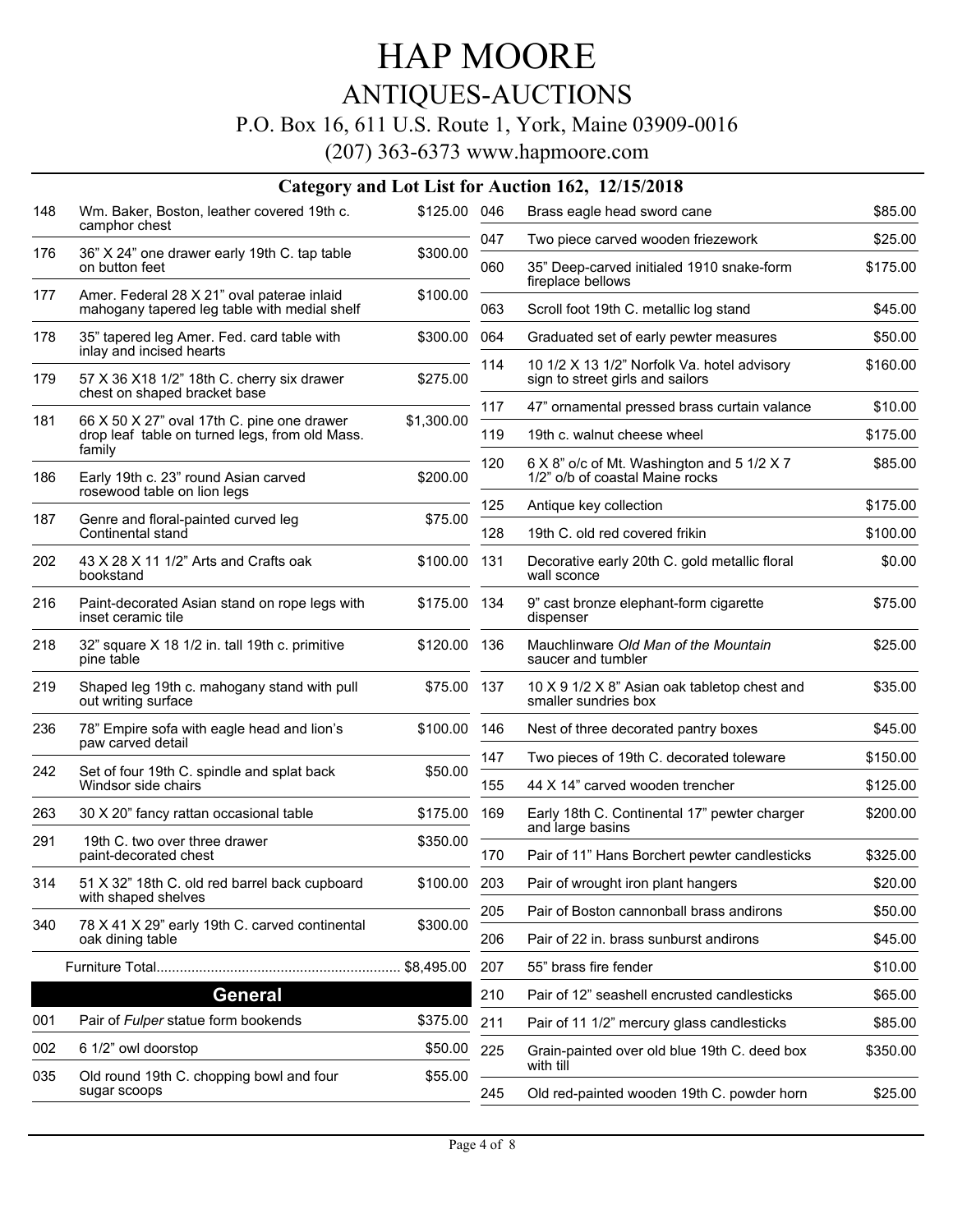# HAP MOORE

## ANTIQUES-AUCTIONS

P.O. Box 16, 611 U.S. Route 1, York, Maine 03909-0016

(207) 363-6373 www.hapmoore.com

### Category and Lot List for Auction 162, 12/15/2018

| Lot | Description | Price |
|---|---|---|
| 148 | Wm. Baker, Boston, leather covered 19th c. camphor chest | $125.00 |
| 176 | 36" X 24" one drawer early 19th C. tap table on button feet | $300.00 |
| 177 | Amer. Federal 28 X 21" oval paterae inlaid mahogany tapered leg table with medial shelf | $100.00 |
| 178 | 35" tapered leg Amer. Fed. card table with inlay and incised hearts | $300.00 |
| 179 | 57 X 36 X18 1/2" 18th C. cherry six drawer chest on shaped bracket base | $275.00 |
| 181 | 66 X 50 X 27" oval 17th C. pine one drawer drop leaf table on turned legs, from old Mass. family | $1,300.00 |
| 186 | Early 19th c. 23" round Asian carved rosewood table on lion legs | $200.00 |
| 187 | Genre and floral-painted curved leg Continental stand | $75.00 |
| 202 | 43 X 28 X 11 1/2" Arts and Crafts oak bookstand | $100.00 |
| 216 | Paint-decorated Asian stand on rope legs with inset ceramic tile | $175.00 |
| 218 | 32" square X 18 1/2 in. tall 19th c. primitive pine table | $120.00 |
| 219 | Shaped leg 19th c. mahogany stand with pull out writing surface | $75.00 |
| 236 | 78" Empire sofa with eagle head and lion's paw carved detail | $100.00 |
| 242 | Set of four 19th C. spindle and splat back Windsor side chairs | $50.00 |
| 263 | 30 X 20" fancy rattan occasional table | $175.00 |
| 291 | 19th C. two over three drawer paint-decorated chest | $350.00 |
| 314 | 51 X 32" 18th C. old red barrel back cupboard with shaped shelves | $100.00 |
| 340 | 78 X 41 X 29" early 19th C. carved continental oak dining table | $300.00 |
| | Furniture Total | $8,495.00 |

## General

| Lot | Description | Price |
|---|---|---|
| 001 | Pair of *Fulper* statue form bookends | $375.00 |
| 002 | 6 1/2" owl doorstop | $50.00 |
| 035 | Old round 19th C. chopping bowl and four sugar scoops | $55.00 |
| 046 | Brass eagle head sword cane | $85.00 |
| 047 | Two piece carved wooden friezework | $25.00 |
| 060 | 35" Deep-carved initialed 1910 snake-form fireplace bellows | $175.00 |
| 063 | Scroll foot 19th C. metallic log stand | $45.00 |
| 064 | Graduated set of early pewter measures | $50.00 |
| 114 | 10 1/2 X 13 1/2" Norfolk Va. hotel advisory sign to street girls and sailors | $160.00 |
| 117 | 47" ornamental pressed brass curtain valance | $10.00 |
| 119 | 19th c. walnut cheese wheel | $175.00 |
| 120 | 6 X 8" o/c of Mt. Washington and 5 1/2 X 7 1/2" o/b of coastal Maine rocks | $85.00 |
| 125 | Antique key collection | $175.00 |
| 128 | 19th C. old red covered frikin | $100.00 |
| 131 | Decorative early 20th C. gold metallic floral wall sconce | $0.00 |
| 134 | 9" cast bronze elephant-form cigarette dispenser | $75.00 |
| 136 | Mauchlinware *Old Man of the Mountain* saucer and tumbler | $25.00 |
| 137 | 10 X 9 1/2 X 8" Asian oak tabletop chest and smaller sundries box | $35.00 |
| 146 | Nest of three decorated pantry boxes | $45.00 |
| 147 | Two pieces of 19th C. decorated toleware | $150.00 |
| 155 | 44 X 14" carved wooden trencher | $125.00 |
| 169 | Early 18th C. Continental 17" pewter charger and large basins | $200.00 |
| 170 | Pair of 11" Hans Borchert pewter candlesticks | $325.00 |
| 203 | Pair of wrought iron plant hangers | $20.00 |
| 205 | Pair of Boston cannonball brass andirons | $50.00 |
| 206 | Pair of 22 in. brass sunburst andirons | $45.00 |
| 207 | 55" brass fire fender | $10.00 |
| 210 | Pair of 12" seashell encrusted candlesticks | $65.00 |
| 211 | Pair of 11 1/2" mercury glass candlesticks | $85.00 |
| 225 | Grain-painted over old blue 19th C. deed box with till | $350.00 |
| 245 | Old red-painted wooden 19th C. powder horn | $25.00 |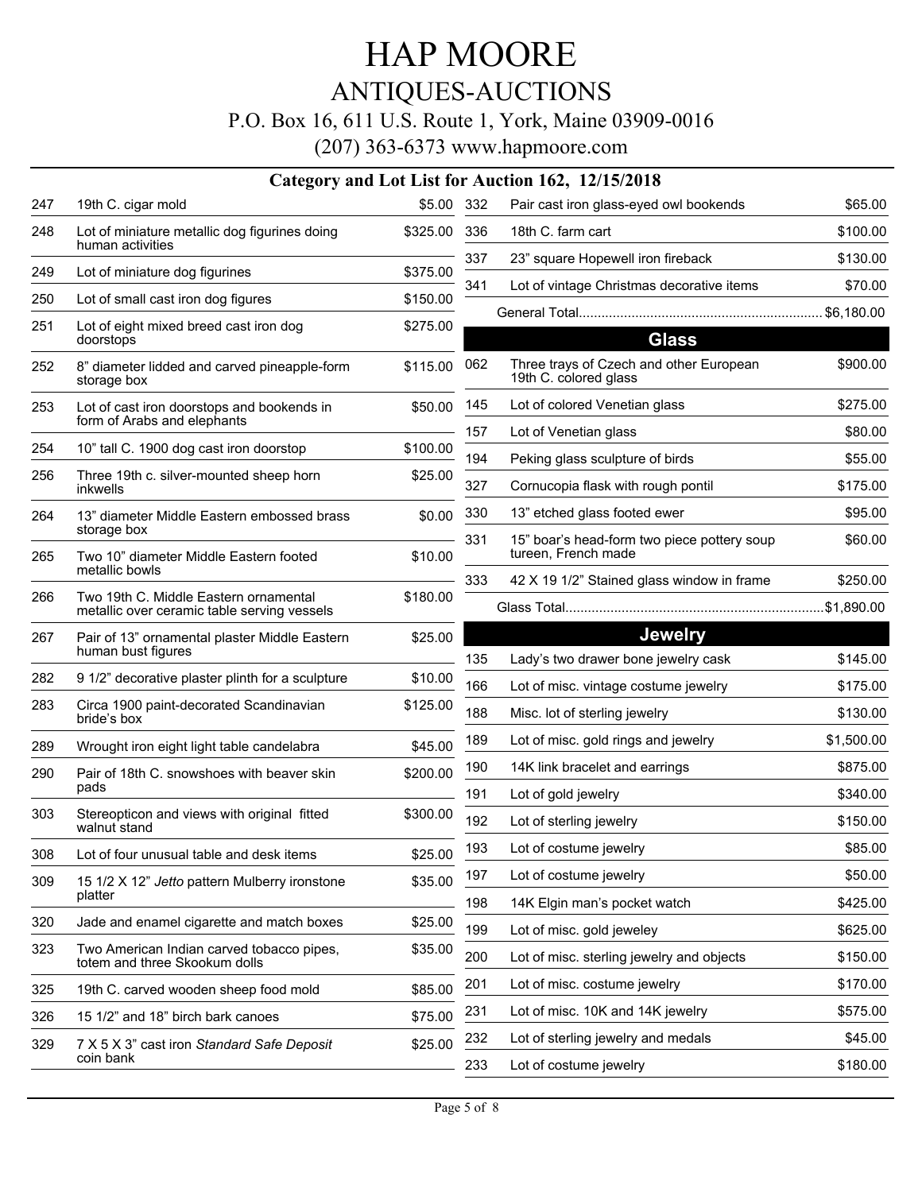# HAP MOORE
## ANTIQUES-AUCTIONS
P.O. Box 16, 611 U.S. Route 1, York, Maine 03909-0016

(207) 363-6373 www.hapmoore.com

### Category and Lot List for Auction 162, 12/15/2018

| Lot | Description | Price |
|---|---|---|
| 247 | 19th C. cigar mold | $5.00 |
| 248 | Lot of miniature metallic dog figurines doing human activities | $325.00 |
| 249 | Lot of miniature dog figurines | $375.00 |
| 250 | Lot of small cast iron dog figures | $150.00 |
| 251 | Lot of eight mixed breed cast iron dog doorstops | $275.00 |
| 252 | 8" diameter lidded and carved pineapple-form storage box | $115.00 |
| 253 | Lot of cast iron doorstops and bookends in form of Arabs and elephants | $50.00 |
| 254 | 10" tall C. 1900 dog cast iron doorstop | $100.00 |
| 256 | Three 19th c. silver-mounted sheep horn inkwells | $25.00 |
| 264 | 13" diameter Middle Eastern embossed brass storage box | $0.00 |
| 265 | Two 10" diameter Middle Eastern footed metallic bowls | $10.00 |
| 266 | Two 19th C. Middle Eastern ornamental metallic over ceramic table serving vessels | $180.00 |
| 267 | Pair of 13" ornamental plaster Middle Eastern human bust figures | $25.00 |
| 282 | 9 1/2" decorative plaster plinth for a sculpture | $10.00 |
| 283 | Circa 1900 paint-decorated Scandinavian bride's box | $125.00 |
| 289 | Wrought iron eight light table candelabra | $45.00 |
| 290 | Pair of 18th C. snowshoes with beaver skin pads | $200.00 |
| 303 | Stereopticon and views with original fitted walnut stand | $300.00 |
| 308 | Lot of four unusual table and desk items | $25.00 |
| 309 | 15 1/2 X 12" *Jetto* pattern Mulberry ironstone platter | $35.00 |
| 320 | Jade and enamel cigarette and match boxes | $25.00 |
| 323 | Two American Indian carved tobacco pipes, totem and three Skookum dolls | $35.00 |
| 325 | 19th C. carved wooden sheep food mold | $85.00 |
| 326 | 15 1/2" and 18" birch bark canoes | $75.00 |
| 329 | 7 X 5 X 3" cast iron *Standard Safe Deposit* coin bank | $25.00 |
| 332 | Pair cast iron glass-eyed owl bookends | $65.00 |
| 336 | 18th C. farm cart | $100.00 |
| 337 | 23" square Hopewell iron fireback | $130.00 |
| 341 | Lot of vintage Christmas decorative items | $70.00 |

General Total................................................................ $6,180.00

## Glass

| Lot | Description | Price |
|---|---|---|
| 062 | Three trays of Czech and other European 19th C. colored glass | $900.00 |
| 145 | Lot of colored Venetian glass | $275.00 |
| 157 | Lot of Venetian glass | $80.00 |
| 194 | Peking glass sculpture of birds | $55.00 |
| 327 | Cornucopia flask with rough pontil | $175.00 |
| 330 | 13" etched glass footed ewer | $95.00 |
| 331 | 15" boar's head-form two piece pottery soup tureen, French made | $60.00 |
| 333 | 42 X 19 1/2" Stained glass window in frame | $250.00 |

Glass Total.................................................................... $1,890.00

## Jewelry

| Lot | Description | Price |
|---|---|---|
| 135 | Lady's two drawer bone jewelry cask | $145.00 |
| 166 | Lot of misc. vintage costume jewelry | $175.00 |
| 188 | Misc. lot of sterling jewelry | $130.00 |
| 189 | Lot of misc. gold rings and jewelry | $1,500.00 |
| 190 | 14K link bracelet and earrings | $875.00 |
| 191 | Lot of gold jewelry | $340.00 |
| 192 | Lot of sterling jewelry | $150.00 |
| 193 | Lot of costume jewelry | $85.00 |
| 197 | Lot of costume jewelry | $50.00 |
| 198 | 14K Elgin man's pocket watch | $425.00 |
| 199 | Lot of misc. gold jeweley | $625.00 |
| 200 | Lot of misc. sterling jewelry and objects | $150.00 |
| 201 | Lot of misc. costume jewelry | $170.00 |
| 231 | Lot of misc. 10K and 14K jewelry | $575.00 |
| 232 | Lot of sterling jewelry and medals | $45.00 |
| 233 | Lot of costume jewelry | $180.00 |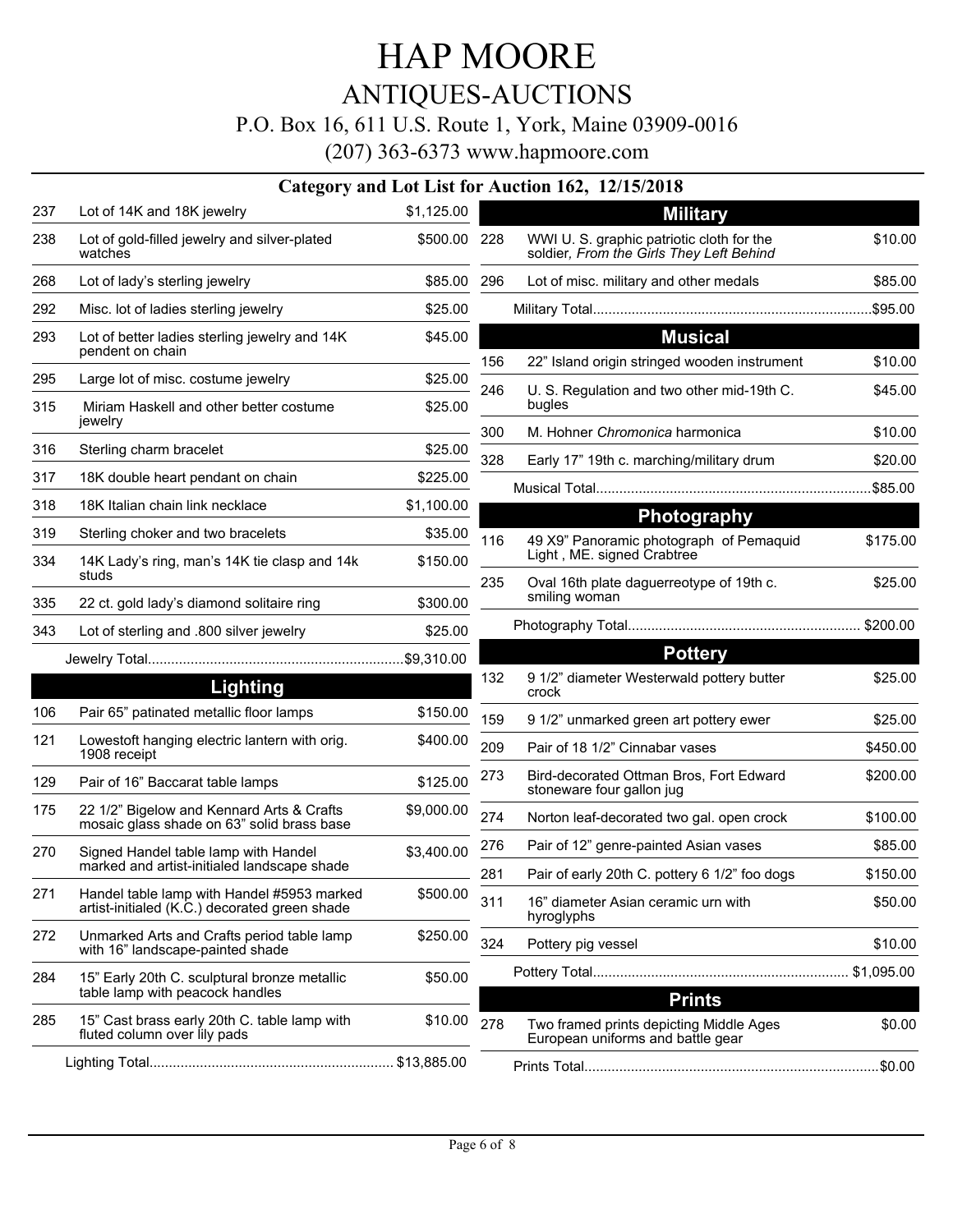# HAP MOORE

## ANTIQUES-AUCTIONS

P.O. Box 16, 611 U.S. Route 1, York, Maine 03909-0016

(207) 363-6373 www.hapmoore.com

### Category and Lot List for Auction 162, 12/15/2018

| Lot | Description | Price |
|---|---|---|
| 237 | Lot of 14K and 18K jewelry | $1,125.00 |
| 238 | Lot of gold-filled jewelry and silver-plated watches | $500.00 |
| 268 | Lot of lady's sterling jewelry | $85.00 |
| 292 | Misc. lot of ladies sterling jewelry | $25.00 |
| 293 | Lot of better ladies sterling jewelry and 14K pendent on chain | $45.00 |
| 295 | Large lot of misc. costume jewelry | $25.00 |
| 315 | Miriam Haskell and other better costume jewelry | $25.00 |
| 316 | Sterling charm bracelet | $25.00 |
| 317 | 18K double heart pendant on chain | $225.00 |
| 318 | 18K Italian chain link necklace | $1,100.00 |
| 319 | Sterling choker and two bracelets | $35.00 |
| 334 | 14K Lady's ring, man's 14K tie clasp and 14k studs | $150.00 |
| 335 | 22 ct. gold lady's diamond solitaire ring | $300.00 |
| 343 | Lot of sterling and .800 silver jewelry | $25.00 |
| | Jewelry Total | $9,310.00 |

## Lighting

| Lot | Description | Price |
|---|---|---|
| 106 | Pair 65" patinated metallic floor lamps | $150.00 |
| 121 | Lowestoft hanging electric lantern with orig. 1908 receipt | $400.00 |
| 129 | Pair of 16" Baccarat table lamps | $125.00 |
| 175 | 22 1/2" Bigelow and Kennard Arts & Crafts mosaic glass shade on 63" solid brass base | $9,000.00 |
| 270 | Signed Handel table lamp with Handel marked and artist-initialed landscape shade | $3,400.00 |
| 271 | Handel table lamp with Handel #5953 marked artist-initialed (K.C.) decorated green shade | $500.00 |
| 272 | Unmarked Arts and Crafts period table lamp with 16" landscape-painted shade | $250.00 |
| 284 | 15" Early 20th C. sculptural bronze metallic table lamp with peacock handles | $50.00 |
| 285 | 15" Cast brass early 20th C. table lamp with fluted column over lily pads | $10.00 |
| | Lighting Total | $13,885.00 |

## Military

| Lot | Description | Price |
|---|---|---|
| 228 | WWI U. S. graphic patriotic cloth for the soldier*, From the Girls They Left Behind* | $10.00 |
| 296 | Lot of misc. military and other medals | $85.00 |
| | Military Total | $95.00 |

## Musical

| Lot | Description | Price |
|---|---|---|
| 156 | 22" Island origin stringed wooden instrument | $10.00 |
| 246 | U. S. Regulation and two other mid-19th C. bugles | $45.00 |
| 300 | M. Hohner *Chromonica* harmonica | $10.00 |
| 328 | Early 17" 19th c. marching/military drum | $20.00 |
| | Musical Total | $85.00 |

## Photography

| Lot | Description | Price |
|---|---|---|
| 116 | 49 X9" Panoramic photograph of Pemaquid Light , ME. signed Crabtree | $175.00 |
| 235 | Oval 16th plate daguerreotype of 19th c. smiling woman | $25.00 |
| | Photography Total | $200.00 |

## Pottery

| Lot | Description | Price |
|---|---|---|
| 132 | 9 1/2" diameter Westerwald pottery butter crock | $25.00 |
| 159 | 9 1/2" unmarked green art pottery ewer | $25.00 |
| 209 | Pair of 18 1/2" Cinnabar vases | $450.00 |
| 273 | Bird-decorated Ottman Bros, Fort Edward stoneware four gallon jug | $200.00 |
| 274 | Norton leaf-decorated two gal. open crock | $100.00 |
| 276 | Pair of 12" genre-painted Asian vases | $85.00 |
| 281 | Pair of early 20th C. pottery 6 1/2" foo dogs | $150.00 |
| 311 | 16" diameter Asian ceramic urn with hyroglyphs | $50.00 |
| 324 | Pottery pig vessel | $10.00 |
| | Pottery Total | $1,095.00 |

## Prints

| Lot | Description | Price |
|---|---|---|
| 278 | Two framed prints depicting Middle Ages European uniforms and battle gear | $0.00 |
| | Prints Total | $0.00 |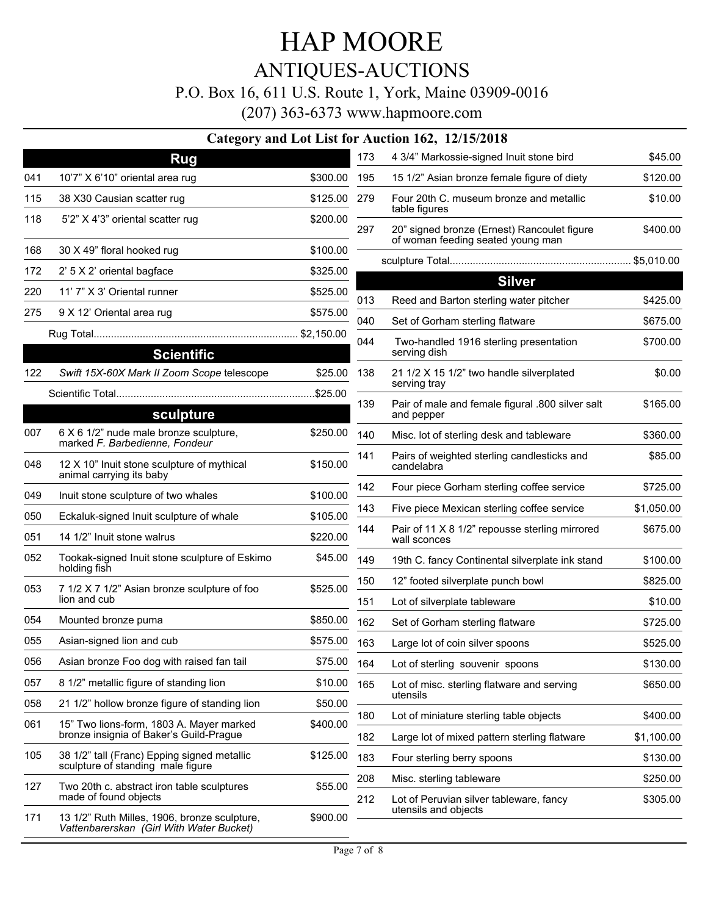# HAP MOORE

## ANTIQUES-AUCTIONS

P.O. Box 16, 611 U.S. Route 1, York, Maine 03909-0016

(207) 363-6373 www.hapmoore.com

### Category and Lot List for Auction 162, 12/15/2018

## Rug

| Lot | Description | Price |
|---|---|---|
| 041 | 10'7" X 6'10" oriental area rug | $300.00 |
| 115 | 38 X30 Causian scatter rug | $125.00 |
| 118 | 5'2" X 4'3" oriental scatter rug | $200.00 |
| 168 | 30 X 49" floral hooked rug | $100.00 |
| 172 | 2' 5 X 2' oriental bagface | $325.00 |
| 220 | 11' 7" X 3' Oriental runner | $525.00 |
| 275 | 9 X 12' Oriental area rug | $575.00 |

Rug Total...... $2,150.00

## Scientific

| Lot | Description | Price |
|---|---|---|
| 122 | *Swift 15X-60X Mark II Zoom Scope* telescope | $25.00 |

Scientific Total...... $25.00

## sculpture

| Lot | Description | Price |
|---|---|---|
| 007 | 6 X 6 1/2" nude male bronze sculpture, marked *F. Barbedienne, Fondeur* | $250.00 |
| 048 | 12 X 10" Inuit stone sculpture of mythical animal carrying its baby | $150.00 |
| 049 | Inuit stone sculpture of two whales | $100.00 |
| 050 | Eckaluk-signed Inuit sculpture of whale | $105.00 |
| 051 | 14 1/2" Inuit stone walrus | $220.00 |
| 052 | Tookak-signed Inuit stone sculpture of Eskimo holding fish | $45.00 |
| 053 | 7 1/2 X 7 1/2" Asian bronze sculpture of foo lion and cub | $525.00 |
| 054 | Mounted bronze puma | $850.00 |
| 055 | Asian-signed lion and cub | $575.00 |
| 056 | Asian bronze Foo dog with raised fan tail | $75.00 |
| 057 | 8 1/2" metallic figure of standing lion | $10.00 |
| 058 | 21 1/2" hollow bronze figure of standing lion | $50.00 |
| 061 | 15" Two lions-form, 1803 A. Mayer marked bronze insignia of Baker's Guild-Prague | $400.00 |
| 105 | 38 1/2" tall (Franc) Epping signed metallic sculpture of standing male figure | $125.00 |
| 127 | Two 20th c. abstract iron table sculptures made of found objects | $55.00 |
| 171 | 13 1/2" Ruth Milles, 1906, bronze sculpture, *Vattenbarerskan (Girl With Water Bucket)* | $900.00 |
| 173 | 4 3/4" Markossie-signed Inuit stone bird | $45.00 |
| 195 | 15 1/2" Asian bronze female figure of diety | $120.00 |
| 279 | Four 20th C. museum bronze and metallic table figures | $10.00 |
| 297 | 20" signed bronze (Ernest) Rancoulet figure of woman feeding seated young man | $400.00 |

sculpture Total...... $5,010.00

## Silver

| Lot | Description | Price |
|---|---|---|
| 013 | Reed and Barton sterling water pitcher | $425.00 |
| 040 | Set of Gorham sterling flatware | $675.00 |
| 044 | Two-handled 1916 sterling presentation serving dish | $700.00 |
| 138 | 21 1/2 X 15 1/2" two handle silverplated serving tray | $0.00 |
| 139 | Pair of male and female figural .800 silver salt and pepper | $165.00 |
| 140 | Misc. lot of sterling desk and tableware | $360.00 |
| 141 | Pairs of weighted sterling candlesticks and candelabra | $85.00 |
| 142 | Four piece Gorham sterling coffee service | $725.00 |
| 143 | Five piece Mexican sterling coffee service | $1,050.00 |
| 144 | Pair of 11 X 8 1/2" repousse sterling mirrored wall sconces | $675.00 |
| 149 | 19th C. fancy Continental silverplate ink stand | $100.00 |
| 150 | 12" footed silverplate punch bowl | $825.00 |
| 151 | Lot of silverplate tableware | $10.00 |
| 162 | Set of Gorham sterling flatware | $725.00 |
| 163 | Large lot of coin silver spoons | $525.00 |
| 164 | Lot of sterling souvenir spoons | $130.00 |
| 165 | Lot of misc. sterling flatware and serving utensils | $650.00 |
| 180 | Lot of miniature sterling table objects | $400.00 |
| 182 | Large lot of mixed pattern sterling flatware | $1,100.00 |
| 183 | Four sterling berry spoons | $130.00 |
| 208 | Misc. sterling tableware | $250.00 |
| 212 | Lot of Peruvian silver tableware, fancy utensils and objects | $305.00 |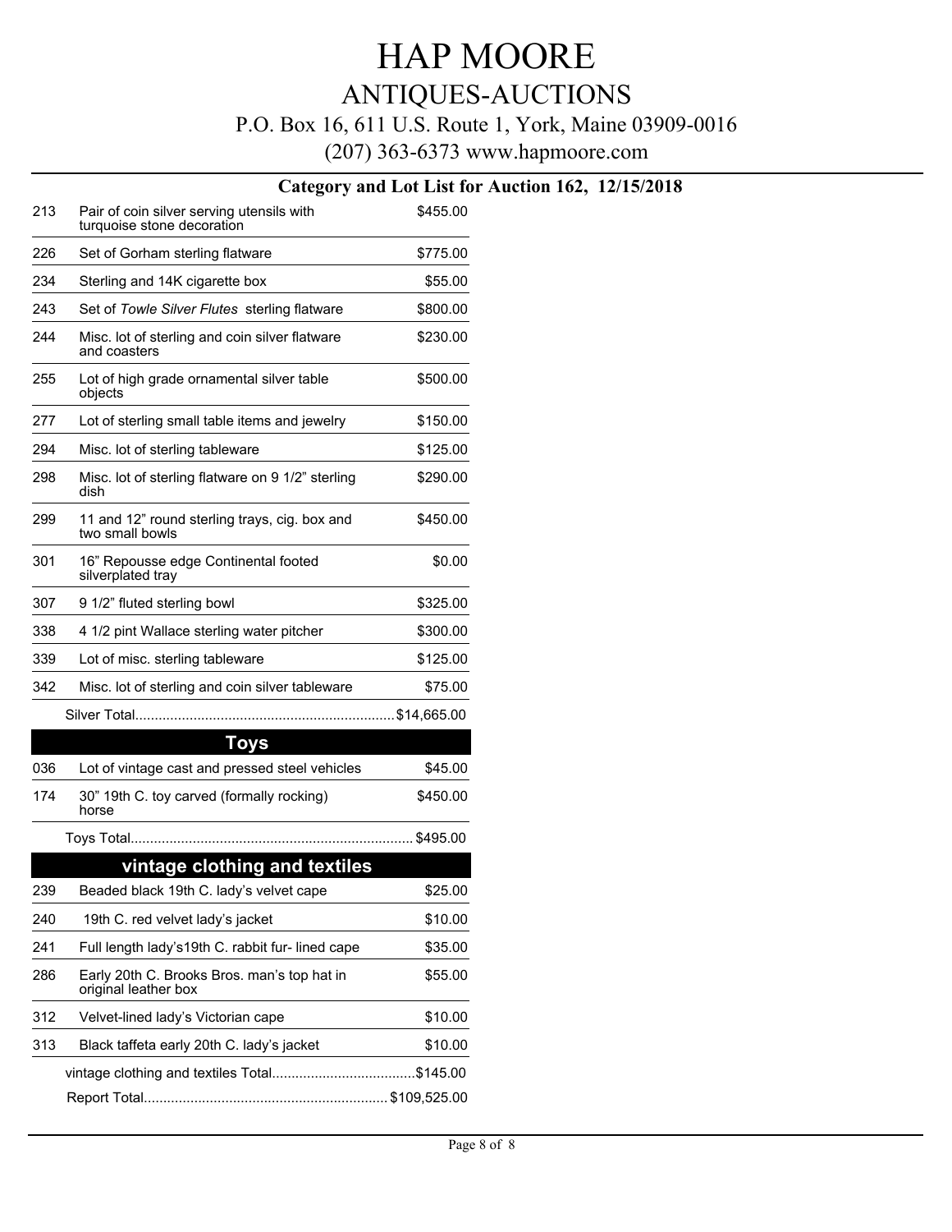# HAP MOORE

## ANTIQUES-AUCTIONS

P.O. Box 16, 611 U.S. Route 1, York, Maine 03909-0016

(207) 363-6373 www.hapmoore.com

### Category and Lot List for Auction 162, 12/15/2018

| | | |
|---|---|---|
| 213 | Pair of coin silver serving utensils with turquoise stone decoration | $455.00 |
| 226 | Set of Gorham sterling flatware | $775.00 |
| 234 | Sterling and 14K cigarette box | $55.00 |
| 243 | Set of *Towle Silver Flutes* sterling flatware | $800.00 |
| 244 | Misc. lot of sterling and coin silver flatware and coasters | $230.00 |
| 255 | Lot of high grade ornamental silver table objects | $500.00 |
| 277 | Lot of sterling small table items and jewelry | $150.00 |
| 294 | Misc. lot of sterling tableware | $125.00 |
| 298 | Misc. lot of sterling flatware on 9 1/2" sterling dish | $290.00 |
| 299 | 11 and 12" round sterling trays, cig. box and two small bowls | $450.00 |
| 301 | 16" Repousse edge Continental footed silverplated tray | $0.00 |
| 307 | 9 1/2" fluted sterling bowl | $325.00 |
| 338 | 4 1/2 pint Wallace sterling water pitcher | $300.00 |
| 339 | Lot of misc. sterling tableware | $125.00 |
| 342 | Misc. lot of sterling and coin silver tableware | $75.00 |

Silver Total....................................................................$14,665.00

## Toys

| | | |
|---|---|---|
| 036 | Lot of vintage cast and pressed steel vehicles | $45.00 |
| 174 | 30" 19th C. toy carved (formally rocking) horse | $450.00 |

Toys Total.........................................................................$495.00

## vintage clothing and textiles

| | | |
|---|---|---|
| 239 | Beaded black 19th C. lady's velvet cape | $25.00 |
| 240 | 19th C. red velvet lady's jacket | $10.00 |
| 241 | Full length lady's19th C. rabbit fur- lined cape | $35.00 |
| 286 | Early 20th C. Brooks Bros. man's top hat in original leather box | $55.00 |
| 312 | Velvet-lined lady's Victorian cape | $10.00 |
| 313 | Black taffeta early 20th C. lady's jacket | $10.00 |

vintage clothing and textiles Total.....................................$145.00

Report Total..............................................................$109,525.00